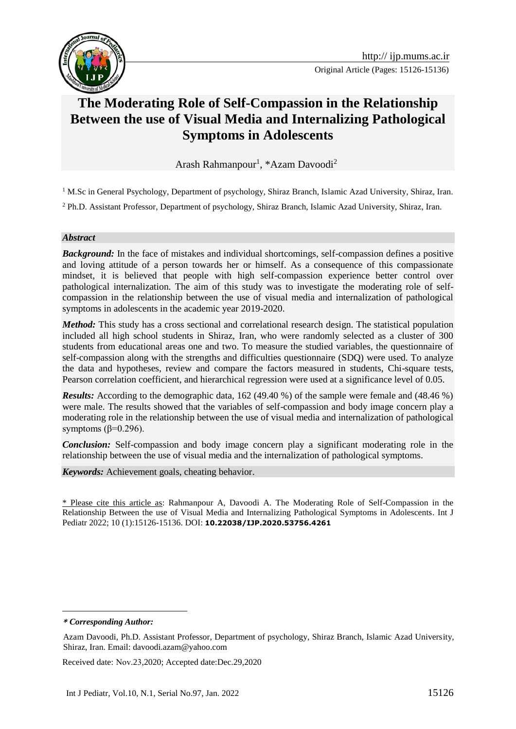Original Article (Pages: 15126-15136)

# The Moderating Role of Self-Compassion in the Relationship Between the use of Visual Media and Internalizing Pathological Symptoms in Adolescents

Arash Rahmanpour[1], *Azam Davoodi[2]

[1] M.Sc in General Psychology, Department of psychology, Shiraz Branch, Islamic Azad University, Shiraz, Iran.

[2] Ph.D. Assistant Professor, Department of psychology, Shiraz Branch, Islamic Azad University, Shiraz, Iran.

### *Abstract*

***Background:*** In the face of mistakes and individual shortcomings, self-compassion defines a positive and loving attitude of a person towards her or himself. As a consequence of this compassionate mindset, it is believed that people with high self-compassion experience better control over pathological internalization. The aim of this study was to investigate the moderating role of self-compassion in the relationship between the use of visual media and internalization of pathological symptoms in adolescents in the academic year 2019-2020.

***Method:*** This study has a cross sectional and correlational research design. The statistical population included all high school students in Shiraz, Iran, who were randomly selected as a cluster of 300 students from educational areas one and two. To measure the studied variables, the questionnaire of self-compassion along with the strengths and difficulties questionnaire (SDQ) were used. To analyze the data and hypotheses, review and compare the factors measured in students, Chi-square tests, Pearson correlation coefficient, and hierarchical regression were used at a significance level of 0.05.

***Results:*** According to the demographic data, 162 (49.40 %) of the sample were female and (48.46 %) were male. The results showed that the variables of self-compassion and body image concern play a moderating role in the relationship between the use of visual media and internalization of pathological symptoms ($\beta$=0.296).

***Conclusion:*** Self-compassion and body image concern play a significant moderating role in the relationship between the use of visual media and the internalization of pathological symptoms.

***Keywords:*** Achievement goals, cheating behavior.

* Please cite this article as: Rahmanpour A, Davoodi A. The Moderating Role of Self-Compassion in the Relationship Between the use of Visual Media and Internalizing Pathological Symptoms in Adolescents. Int J Pediatr 2022; 10 (1):15126-15136. DOI: **10.22038/IJP.2020.53756.4261**

***\* Corresponding Author:***

Azam Davoodi, Ph.D. Assistant Professor, Department of psychology, Shiraz Branch, Islamic Azad University, Shiraz, Iran. Email: davoodi.azam@yahoo.com

Received date: Nov.23,2020; Accepted date:Dec.29,2020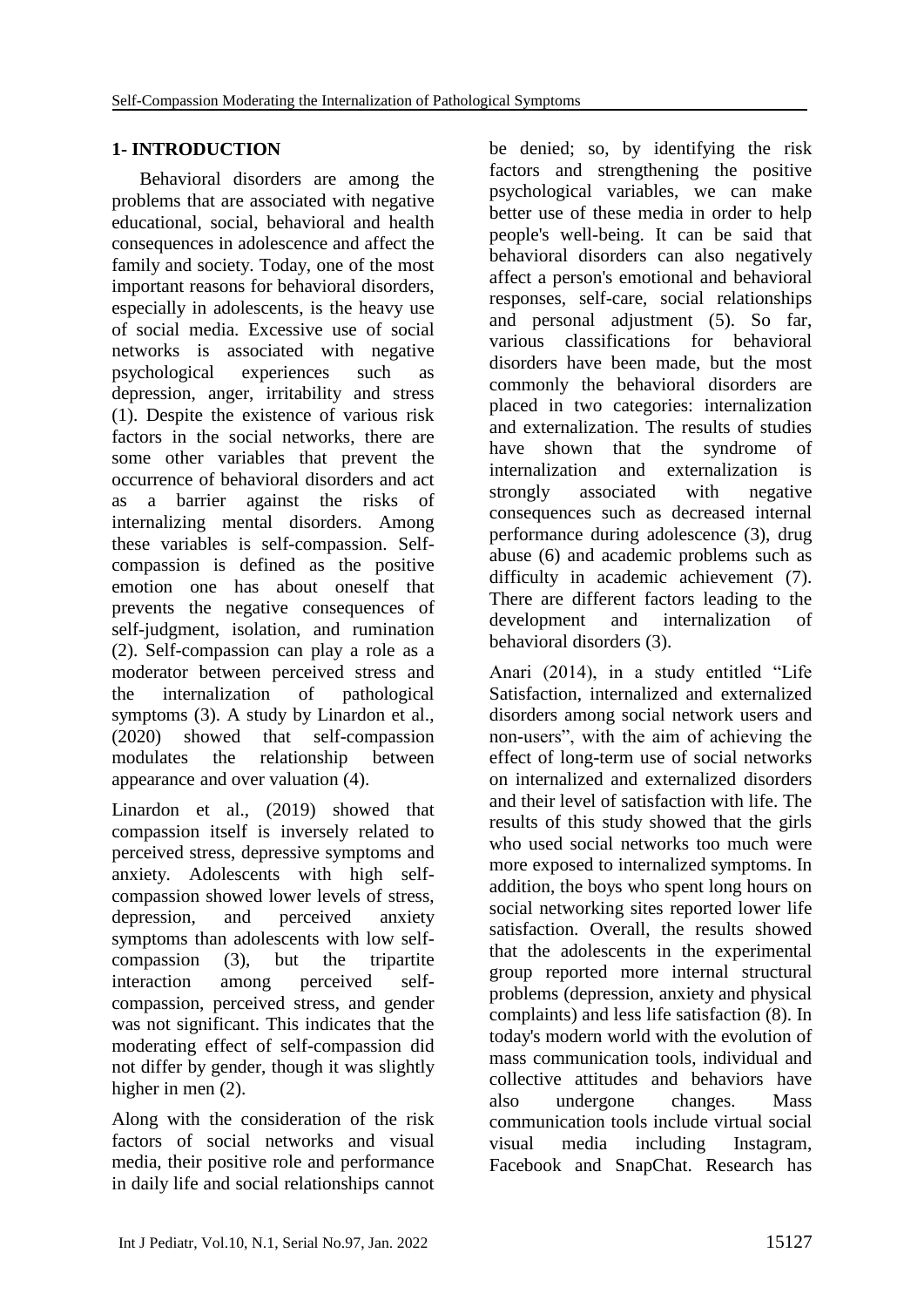# 1- INTRODUCTION

Behavioral disorders are among the problems that are associated with negative educational, social, behavioral and health consequences in adolescence and affect the family and society. Today, one of the most important reasons for behavioral disorders, especially in adolescents, is the heavy use of social media. Excessive use of social networks is associated with negative psychological experiences such as depression, anger, irritability and stress (1). Despite the existence of various risk factors in the social networks, there are some other variables that prevent the occurrence of behavioral disorders and act as a barrier against the risks of internalizing mental disorders. Among these variables is self-compassion. Self-compassion is defined as the positive emotion one has about oneself that prevents the negative consequences of self-judgment, isolation, and rumination (2). Self-compassion can play a role as a moderator between perceived stress and the internalization of pathological symptoms (3). A study by Linardon et al., (2020) showed that self-compassion modulates the relationship between appearance and over valuation (4).

Linardon et al., (2019) showed that compassion itself is inversely related to perceived stress, depressive symptoms and anxiety. Adolescents with high self-compassion showed lower levels of stress, depression, and perceived anxiety symptoms than adolescents with low self-compassion (3), but the tripartite interaction among perceived self-compassion, perceived stress, and gender was not significant. This indicates that the moderating effect of self-compassion did not differ by gender, though it was slightly higher in men (2).

Along with the consideration of the risk factors of social networks and visual media, their positive role and performance in daily life and social relationships cannot be denied; so, by identifying the risk factors and strengthening the positive psychological variables, we can make better use of these media in order to help people's well-being. It can be said that behavioral disorders can also negatively affect a person's emotional and behavioral responses, self-care, social relationships and personal adjustment (5). So far, various classifications for behavioral disorders have been made, but the most commonly the behavioral disorders are placed in two categories: internalization and externalization. The results of studies have shown that the syndrome of internalization and externalization is strongly associated with negative consequences such as decreased internal performance during adolescence (3), drug abuse (6) and academic problems such as difficulty in academic achievement (7). There are different factors leading to the development and internalization of behavioral disorders (3).

Anari (2014), in a study entitled "Life Satisfaction, internalized and externalized disorders among social network users and non-users", with the aim of achieving the effect of long-term use of social networks on internalized and externalized disorders and their level of satisfaction with life. The results of this study showed that the girls who used social networks too much were more exposed to internalized symptoms. In addition, the boys who spent long hours on social networking sites reported lower life satisfaction. Overall, the results showed that the adolescents in the experimental group reported more internal structural problems (depression, anxiety and physical complaints) and less life satisfaction (8). In today's modern world with the evolution of mass communication tools, individual and collective attitudes and behaviors have also undergone changes. Mass communication tools include virtual social visual media including Instagram, Facebook and SnapChat. Research has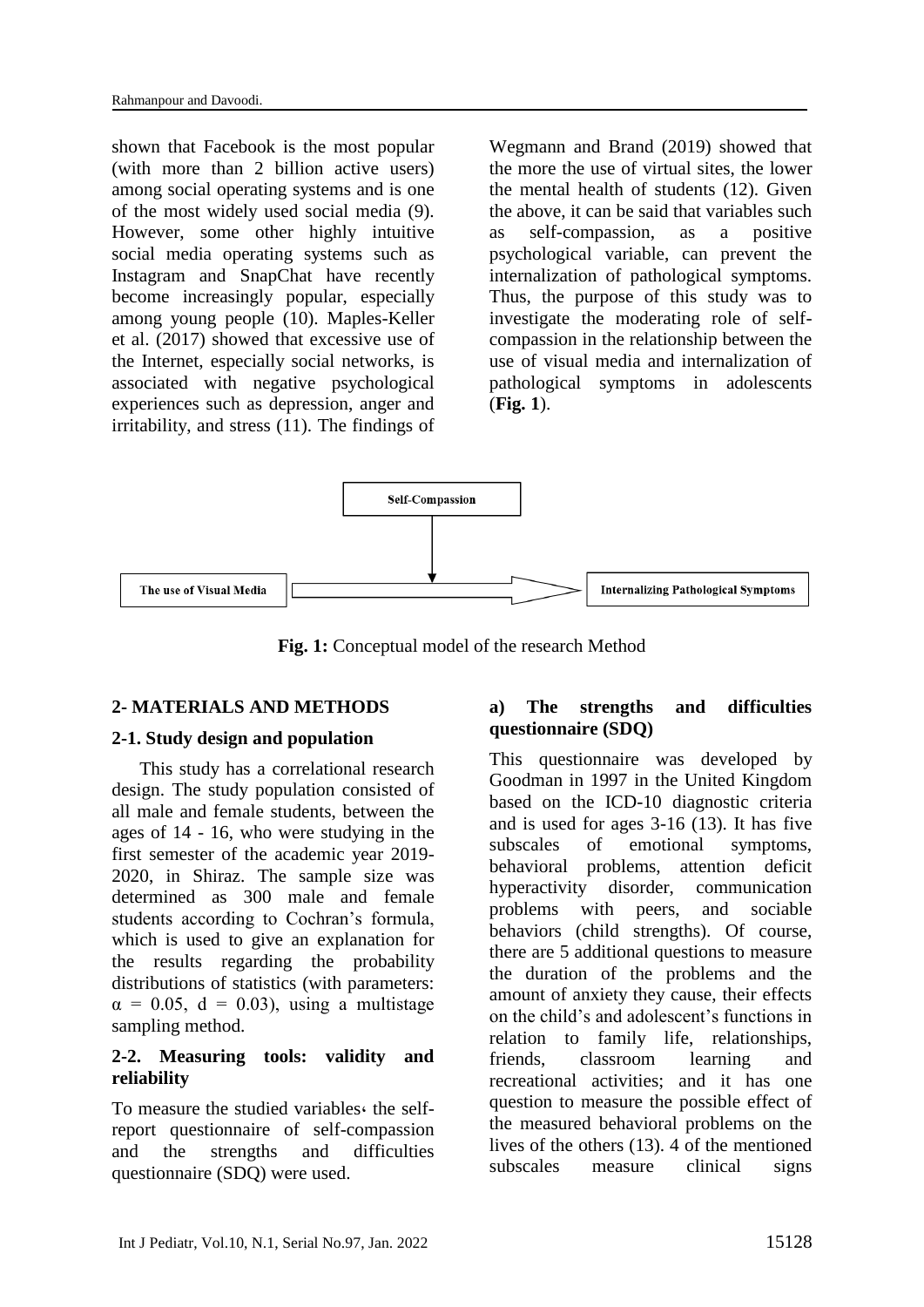shown that Facebook is the most popular (with more than 2 billion active users) among social operating systems and is one of the most widely used social media (9). However, some other highly intuitive social media operating systems such as Instagram and SnapChat have recently become increasingly popular, especially among young people (10). Maples-Keller et al. (2017) showed that excessive use of the Internet, especially social networks, is associated with negative psychological experiences such as depression, anger and irritability, and stress (11). The findings of Wegmann and Brand (2019) showed that the more the use of virtual sites, the lower the mental health of students (12). Given the above, it can be said that variables such as self-compassion, as a positive psychological variable, can prevent the internalization of pathological symptoms. Thus, the purpose of this study was to investigate the moderating role of self-compassion in the relationship between the use of visual media and internalization of pathological symptoms in adolescents (**Fig. 1**).

Self-Compassion

The use of Visual Media → Internalizing Pathological Symptoms

**Fig. 1:** Conceptual model of the research Method

## 2- MATERIALS AND METHODS

### 2-1. Study design and population

This study has a correlational research design. The study population consisted of all male and female students, between the ages of 14 - 16, who were studying in the first semester of the academic year 2019-2020, in Shiraz. The sample size was determined as 300 male and female students according to Cochran's formula, which is used to give an explanation for the results regarding the probability distributions of statistics (with parameters: $\alpha$ = 0.05, d = 0.03), using a multistage sampling method.

### 2-2. Measuring tools: validity and reliability

To measure the studied variables، the self-report questionnaire of self-compassion and the strengths and difficulties questionnaire (SDQ) were used.

#### a) The strengths and difficulties questionnaire (SDQ)

This questionnaire was developed by Goodman in 1997 in the United Kingdom based on the ICD-10 diagnostic criteria and is used for ages 3-16 (13). It has five subscales of emotional symptoms, behavioral problems, attention deficit hyperactivity disorder, communication problems with peers, and sociable behaviors (child strengths). Of course, there are 5 additional questions to measure the duration of the problems and the amount of anxiety they cause, their effects on the child's and adolescent's functions in relation to family life, relationships, friends, classroom learning and recreational activities; and it has one question to measure the possible effect of the measured behavioral problems on the lives of the others (13). 4 of the mentioned subscales measure clinical signs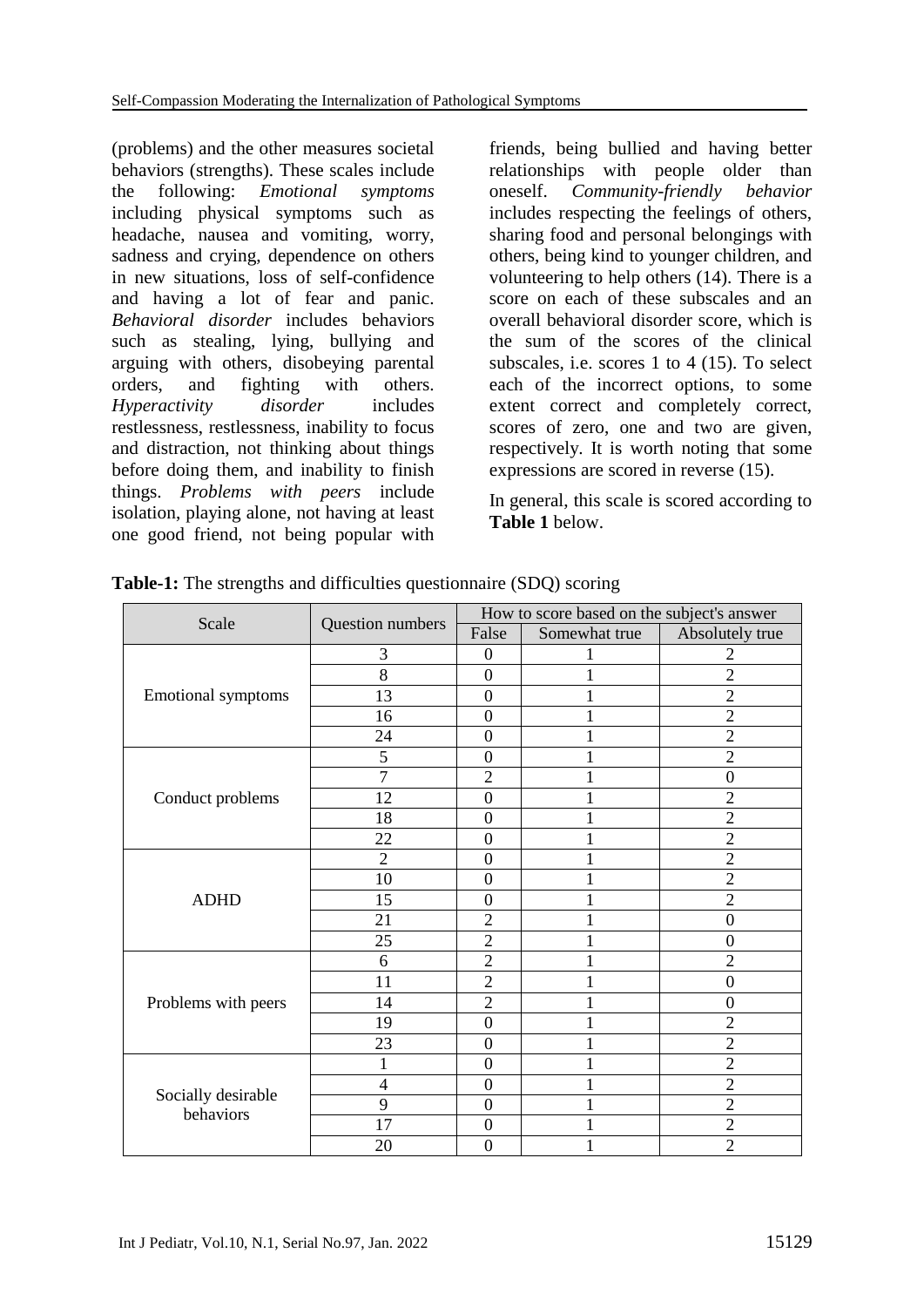(problems) and the other measures societal behaviors (strengths). These scales include the following: *Emotional symptoms* including physical symptoms such as headache, nausea and vomiting, worry, sadness and crying, dependence on others in new situations, loss of self-confidence and having a lot of fear and panic. *Behavioral disorder* includes behaviors such as stealing, lying, bullying and arguing with others, disobeying parental orders, and fighting with others. *Hyperactivity disorder* includes restlessness, restlessness, inability to focus and distraction, not thinking about things before doing them, and inability to finish things. *Problems with peers* include isolation, playing alone, not having at least one good friend, not being popular with friends, being bullied and having better relationships with people older than oneself. *Community-friendly behavior* includes respecting the feelings of others, sharing food and personal belongings with others, being kind to younger children, and volunteering to help others (14). There is a score on each of these subscales and an overall behavioral disorder score, which is the sum of the scores of the clinical subscales, i.e. scores 1 to 4 (15). To select each of the incorrect options, to some extent correct and completely correct, scores of zero, one and two are given, respectively. It is worth noting that some expressions are scored in reverse (15).

In general, this scale is scored according to **Table 1** below.

**Table-1:** The strengths and difficulties questionnaire (SDQ) scoring

| Scale | Question numbers | How to score based on the subject's answer | | |
|---|---|---|---|---|
| | | False | Somewhat true | Absolutely true |
| Emotional symptoms | 3 | 0 | 1 | 2 |
| | 8 | 0 | 1 | 2 |
| | 13 | 0 | 1 | 2 |
| | 16 | 0 | 1 | 2 |
| | 24 | 0 | 1 | 2 |
| Conduct problems | 5 | 0 | 1 | 2 |
| | 7 | 2 | 1 | 0 |
| | 12 | 0 | 1 | 2 |
| | 18 | 0 | 1 | 2 |
| | 22 | 0 | 1 | 2 |
| ADHD | 2 | 0 | 1 | 2 |
| | 10 | 0 | 1 | 2 |
| | 15 | 0 | 1 | 2 |
| | 21 | 2 | 1 | 0 |
| | 25 | 2 | 1 | 0 |
| Problems with peers | 6 | 2 | 1 | 2 |
| | 11 | 2 | 1 | 0 |
| | 14 | 2 | 1 | 0 |
| | 19 | 0 | 1 | 2 |
| | 23 | 0 | 1 | 2 |
| Socially desirable behaviors | 1 | 0 | 1 | 2 |
| | 4 | 0 | 1 | 2 |
| | 9 | 0 | 1 | 2 |
| | 17 | 0 | 1 | 2 |
| | 20 | 0 | 1 | 2 |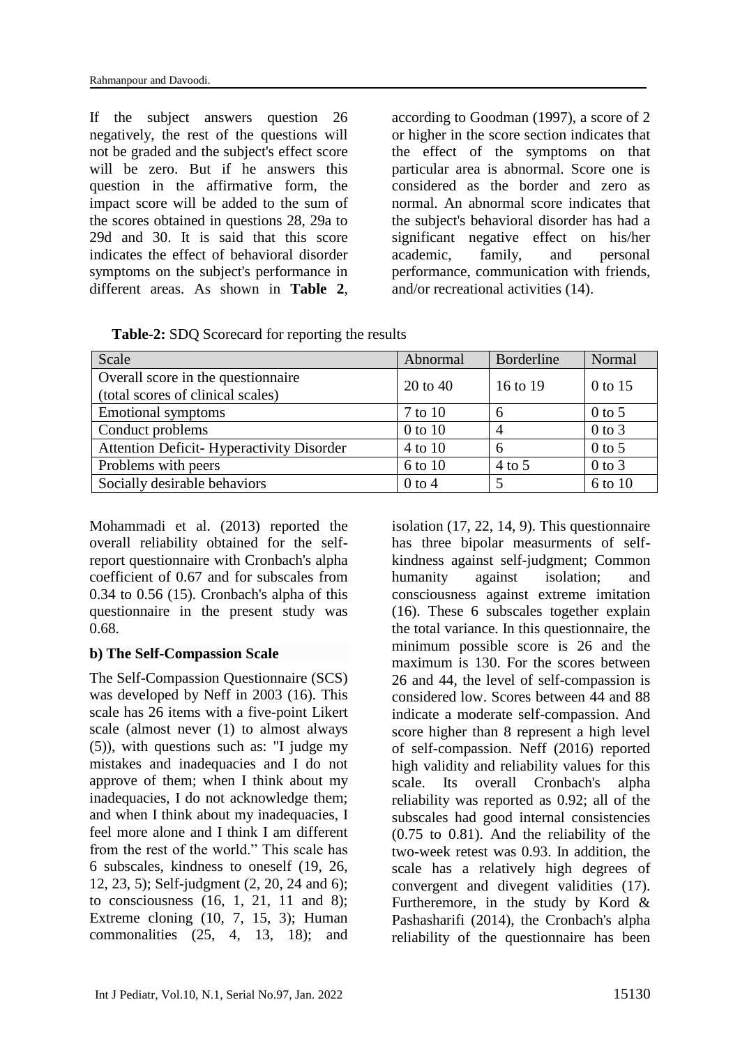If the subject answers question 26 negatively, the rest of the questions will not be graded and the subject's effect score will be zero. But if he answers this question in the affirmative form, the impact score will be added to the sum of the scores obtained in questions 28, 29a to 29d and 30. It is said that this score indicates the effect of behavioral disorder symptoms on the subject's performance in different areas. As shown in **Table 2**, according to Goodman (1997), a score of 2 or higher in the score section indicates that the effect of the symptoms on that particular area is abnormal. Score one is considered as the border and zero as normal. An abnormal score indicates that the subject's behavioral disorder has had a significant negative effect on his/her academic, family, and personal performance, communication with friends, and/or recreational activities (14).

**Table-2:** SDQ Scorecard for reporting the results

| Scale | Abnormal | Borderline | Normal |
|---|---|---|---|
| Overall score in the questionnaire (total scores of clinical scales) | 20 to 40 | 16 to 19 | 0 to 15 |
| Emotional symptoms | 7 to 10 | 6 | 0 to 5 |
| Conduct problems | 0 to 10 | 4 | 0 to 3 |
| Attention Deficit- Hyperactivity Disorder | 4 to 10 | 6 | 0 to 5 |
| Problems with peers | 6 to 10 | 4 to 5 | 0 to 3 |
| Socially desirable behaviors | 0 to 4 | 5 | 6 to 10 |

Mohammadi et al. (2013) reported the overall reliability obtained for the self-report questionnaire with Cronbach's alpha coefficient of 0.67 and for subscales from 0.34 to 0.56 (15). Cronbach's alpha of this questionnaire in the present study was 0.68.

**b) The Self-Compassion Scale**

The Self-Compassion Questionnaire (SCS) was developed by Neff in 2003 (16). This scale has 26 items with a five-point Likert scale (almost never (1) to almost always (5)), with questions such as: "I judge my mistakes and inadequacies and I do not approve of them; when I think about my inadequacies, I do not acknowledge them; and when I think about my inadequacies, I feel more alone and I think I am different from the rest of the world." This scale has 6 subscales, kindness to oneself (19, 26, 12, 23, 5); Self-judgment (2, 20, 24 and 6); to consciousness (16, 1, 21, 11 and 8); Extreme cloning (10, 7, 15, 3); Human commonalities (25, 4, 13, 18); and isolation (17, 22, 14, 9). This questionnaire has three bipolar measurments of self-kindness against self-judgment; Common humanity against isolation; and consciousness against extreme imitation (16). These 6 subscales together explain the total variance. In this questionnaire, the minimum possible score is 26 and the maximum is 130. For the scores between 26 and 44, the level of self-compassion is considered low. Scores between 44 and 88 indicate a moderate self-compassion. And score higher than 8 represent a high level of self-compassion. Neff (2016) reported high validity and reliability values for this scale. Its overall Cronbach's alpha reliability was reported as 0.92; all of the subscales had good internal consistencies (0.75 to 0.81). And the reliability of the two-week retest was 0.93. In addition, the scale has a relatively high degrees of convergent and divegent validities (17). Furtheremore, in the study by Kord & Pashasharifi (2014), the Cronbach's alpha reliability of the questionnaire has been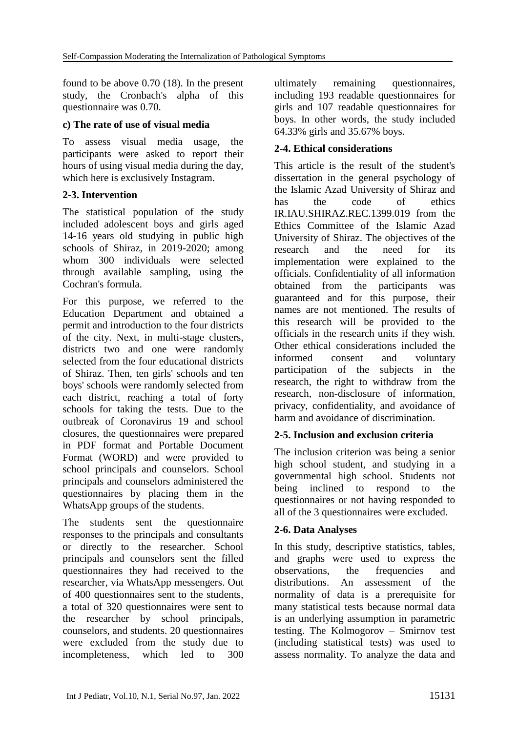found to be above 0.70 (18). In the present study, the Cronbach's alpha of this questionnaire was 0.70.

**c) The rate of use of visual media**

To assess visual media usage, the participants were asked to report their hours of using visual media during the day, which here is exclusively Instagram.

**2-3. Intervention**

The statistical population of the study included adolescent boys and girls aged 14-16 years old studying in public high schools of Shiraz, in 2019-2020; among whom 300 individuals were selected through available sampling, using the Cochran's formula.

For this purpose, we referred to the Education Department and obtained a permit and introduction to the four districts of the city. Next, in multi-stage clusters, districts two and one were randomly selected from the four educational districts of Shiraz. Then, ten girls' schools and ten boys' schools were randomly selected from each district, reaching a total of forty schools for taking the tests. Due to the outbreak of Coronavirus 19 and school closures, the questionnaires were prepared in PDF format and Portable Document Format (WORD) and were provided to school principals and counselors. School principals and counselors administered the questionnaires by placing them in the WhatsApp groups of the students.

The students sent the questionnaire responses to the principals and consultants or directly to the researcher. School principals and counselors sent the filled questionnaires they had received to the researcher, via WhatsApp messengers. Out of 400 questionnaires sent to the students, a total of 320 questionnaires were sent to the researcher by school principals, counselors, and students. 20 questionnaires were excluded from the study due to incompleteness, which led to 300 ultimately remaining questionnaires, including 193 readable questionnaires for girls and 107 readable questionnaires for boys. In other words, the study included 64.33% girls and 35.67% boys.

**2-4. Ethical considerations**

This article is the result of the student's dissertation in the general psychology of the Islamic Azad University of Shiraz and has the code of ethics IR.IAU.SHIRAZ.REC.1399.019 from the Ethics Committee of the Islamic Azad University of Shiraz. The objectives of the research and the need for its implementation were explained to the officials. Confidentiality of all information obtained from the participants was guaranteed and for this purpose, their names are not mentioned. The results of this research will be provided to the officials in the research units if they wish. Other ethical considerations included the informed consent and voluntary participation of the subjects in the research, the right to withdraw from the research, non-disclosure of information, privacy, confidentiality, and avoidance of harm and avoidance of discrimination.

**2-5. Inclusion and exclusion criteria**

The inclusion criterion was being a senior high school student, and studying in a governmental high school. Students not being inclined to respond to the questionnaires or not having responded to all of the 3 questionnaires were excluded.

**2-6. Data Analyses**

In this study, descriptive statistics, tables, and graphs were used to express the observations, the frequencies and distributions. An assessment of the normality of data is a prerequisite for many statistical tests because normal data is an underlying assumption in parametric testing. The Kolmogorov – Smirnov test (including statistical tests) was used to assess normality. To analyze the data and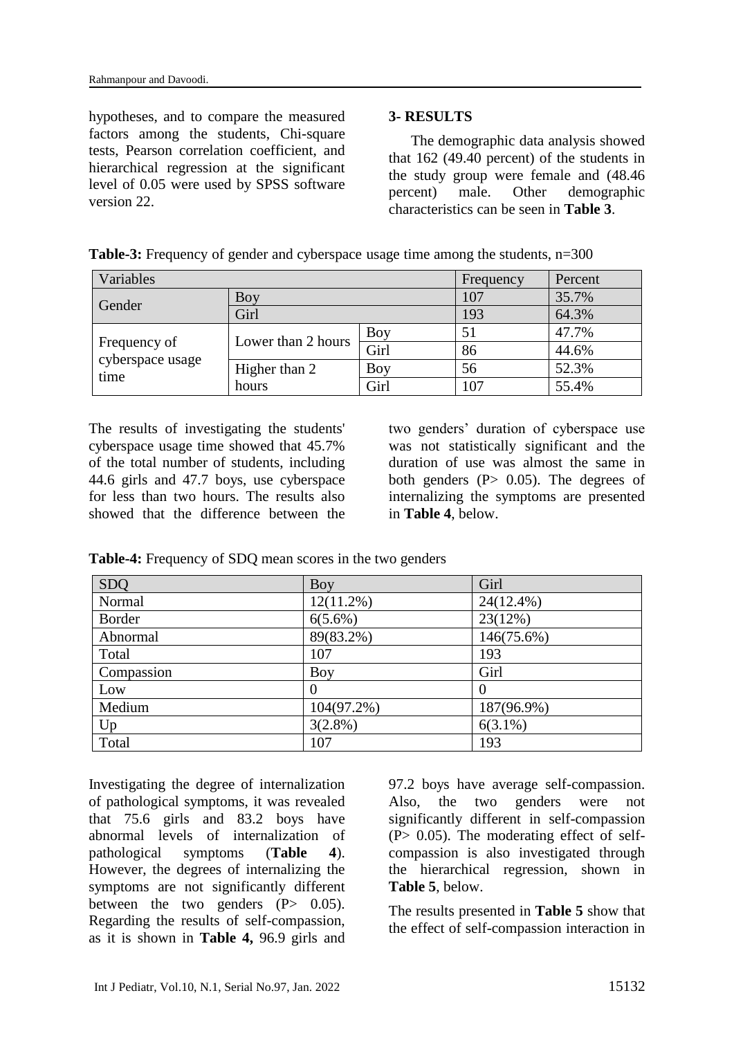hypotheses, and to compare the measured factors among the students, Chi-square tests, Pearson correlation coefficient, and hierarchical regression at the significant level of 0.05 were used by SPSS software version 22.

## 3- RESULTS

The demographic data analysis showed that 162 (49.40 percent) of the students in the study group were female and (48.46 percent) male. Other demographic characteristics can be seen in **Table 3**.

**Table-3:** Frequency of gender and cyberspace usage time among the students, n=300

| Variables | | | Frequency | Percent |
|---|---|---|---|---|
| Gender | Boy | | 107 | 35.7% |
| | Girl | | 193 | 64.3% |
| Frequency of cyberspace usage time | Lower than 2 hours | Boy | 51 | 47.7% |
| | | Girl | 86 | 44.6% |
| | Higher than 2 hours | Boy | 56 | 52.3% |
| | | Girl | 107 | 55.4% |

The results of investigating the students' cyberspace usage time showed that 45.7% of the total number of students, including 44.6 girls and 47.7 boys, use cyberspace for less than two hours. The results also showed that the difference between the two genders' duration of cyberspace use was not statistically significant and the duration of use was almost the same in both genders (P> 0.05). The degrees of internalizing the symptoms are presented in **Table 4**, below.

**Table-4:** Frequency of SDQ mean scores in the two genders

| SDQ | Boy | Girl |
|---|---|---|
| Normal | 12(11.2%) | 24(12.4%) |
| Border | 6(5.6%) | 23(12%) |
| Abnormal | 89(83.2%) | 146(75.6%) |
| Total | 107 | 193 |
| Compassion | Boy | Girl |
| Low | 0 | 0 |
| Medium | 104(97.2%) | 187(96.9%) |
| Up | 3(2.8%) | 6(3.1%) |
| Total | 107 | 193 |

Investigating the degree of internalization of pathological symptoms, it was revealed that 75.6 girls and 83.2 boys have abnormal levels of internalization of pathological symptoms (**Table 4**). However, the degrees of internalizing the symptoms are not significantly different between the two genders (P> 0.05). Regarding the results of self-compassion, as it is shown in **Table 4,** 96.9 girls and 97.2 boys have average self-compassion. Also, the two genders were not significantly different in self-compassion (P> 0.05). The moderating effect of self-compassion is also investigated through the hierarchical regression, shown in **Table 5**, below.

The results presented in **Table 5** show that the effect of self-compassion interaction in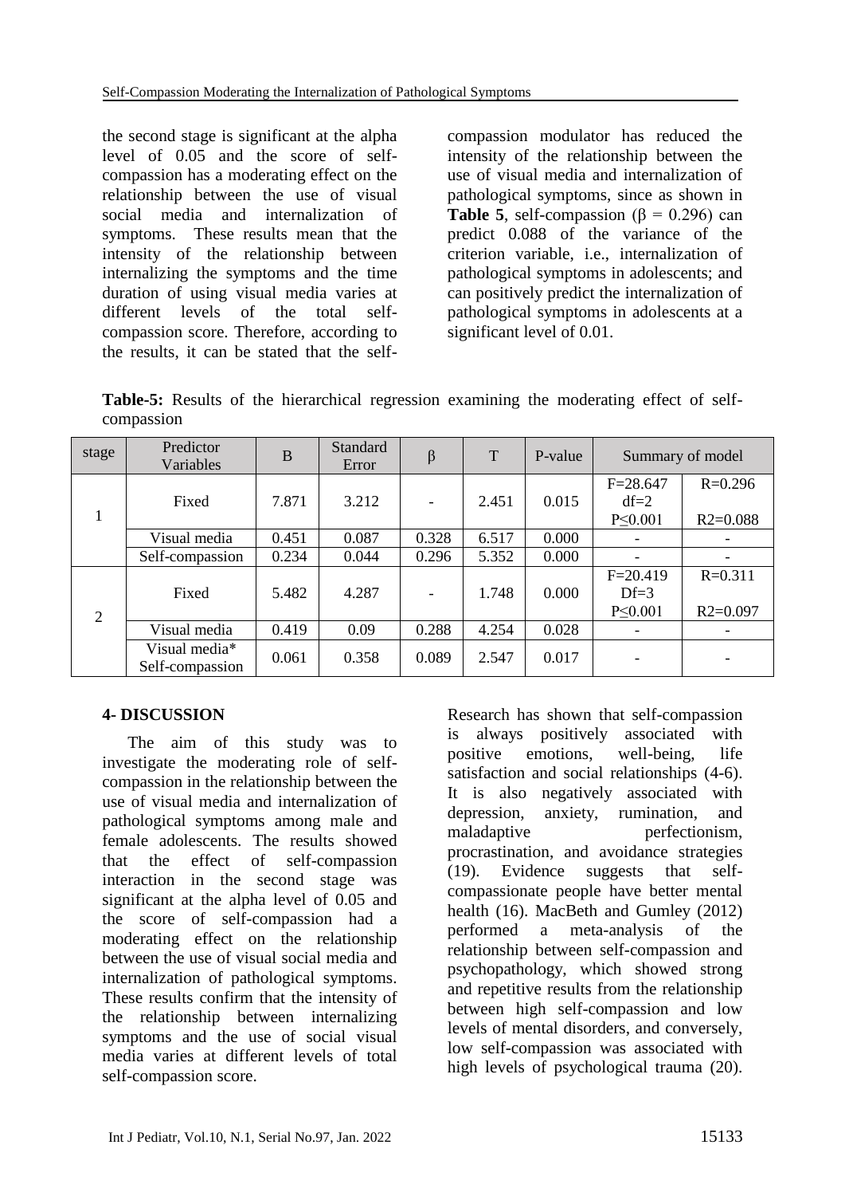the second stage is significant at the alpha level of 0.05 and the score of self-compassion has a moderating effect on the relationship between the use of visual social media and internalization of symptoms. These results mean that the intensity of the relationship between internalizing the symptoms and the time duration of using visual media varies at different levels of the total self-compassion score. Therefore, according to the results, it can be stated that the self-compassion modulator has reduced the intensity of the relationship between the use of visual media and internalization of pathological symptoms, since as shown in **Table 5**, self-compassion (β = 0.296) can predict 0.088 of the variance of the criterion variable, i.e., internalization of pathological symptoms in adolescents; and can positively predict the internalization of pathological symptoms in adolescents at a significant level of 0.01.

**Table-5:** Results of the hierarchical regression examining the moderating effect of self-compassion

| stage | Predictor Variables | B | Standard Error | β | T | P-value | Summary of model | |
|---|---|---|---|---|---|---|---|---|
| 1 | Fixed | 7.871 | 3.212 | - | 2.451 | 0.015 | F=28.647 df=2 P≤0.001 | R=0.296 R2=0.088 |
| | Visual media | 0.451 | 0.087 | 0.328 | 6.517 | 0.000 | - | - |
| | Self-compassion | 0.234 | 0.044 | 0.296 | 5.352 | 0.000 | - | - |
| 2 | Fixed | 5.482 | 4.287 | - | 1.748 | 0.000 | F=20.419 Df=3 P≤0.001 | R=0.311 R2=0.097 |
| | Visual media | 0.419 | 0.09 | 0.288 | 4.254 | 0.028 | - | - |
| | Visual media* Self-compassion | 0.061 | 0.358 | 0.089 | 2.547 | 0.017 | - | - |

## 4- DISCUSSION

The aim of this study was to investigate the moderating role of self-compassion in the relationship between the use of visual media and internalization of pathological symptoms among male and female adolescents. The results showed that the effect of self-compassion interaction in the second stage was significant at the alpha level of 0.05 and the score of self-compassion had a moderating effect on the relationship between the use of visual social media and internalization of pathological symptoms. These results confirm that the intensity of the relationship between internalizing symptoms and the use of social visual media varies at different levels of total self-compassion score.

Research has shown that self-compassion is always positively associated with positive emotions, well-being, life satisfaction and social relationships (4-6). It is also negatively associated with depression, anxiety, rumination, and maladaptive perfectionism, procrastination, and avoidance strategies (19). Evidence suggests that self-compassionate people have better mental health (16). MacBeth and Gumley (2012) performed a meta-analysis of the relationship between self-compassion and psychopathology, which showed strong and repetitive results from the relationship between high self-compassion and low levels of mental disorders, and conversely, low self-compassion was associated with high levels of psychological trauma (20).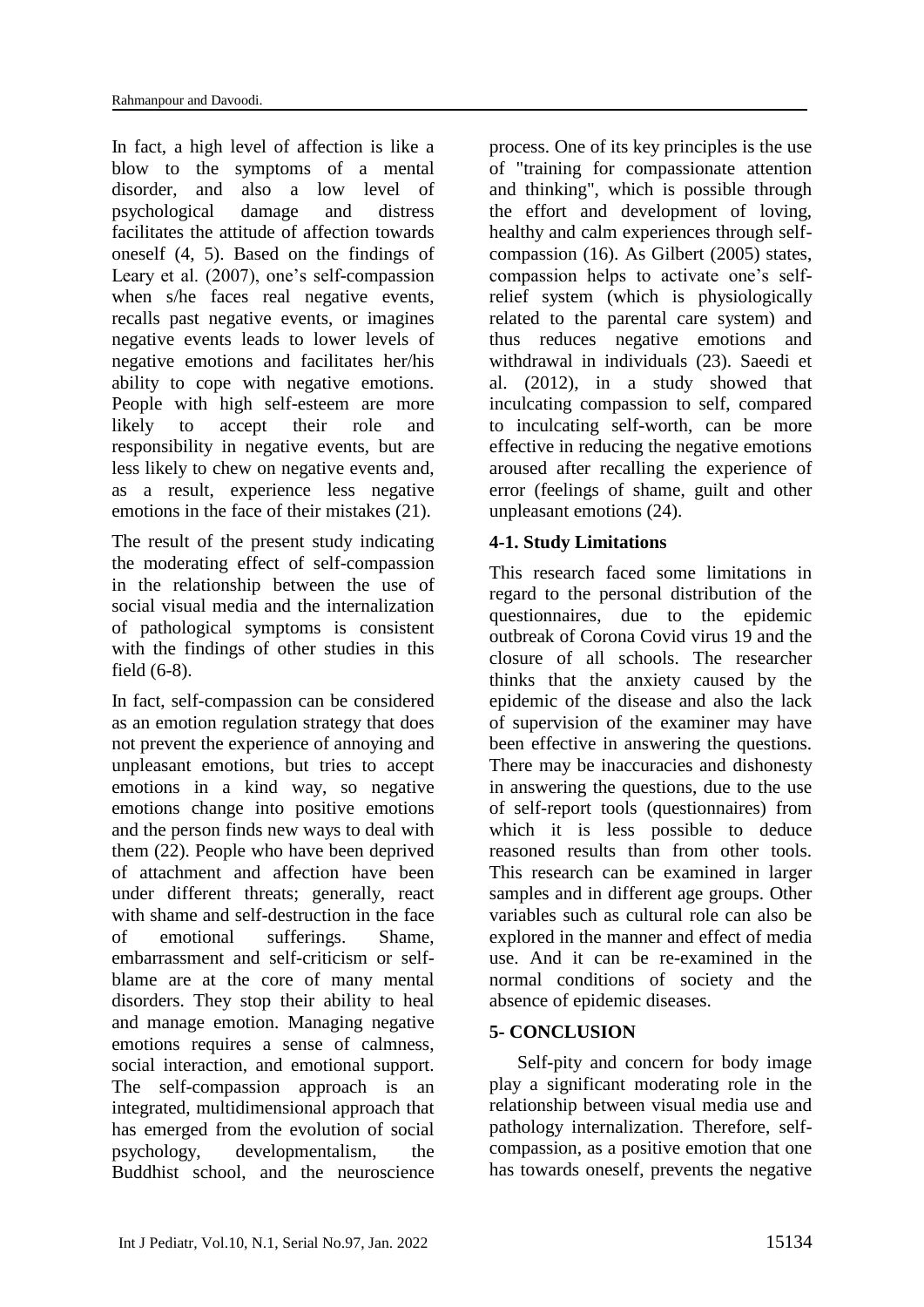In fact, a high level of affection is like a blow to the symptoms of a mental disorder, and also a low level of psychological damage and distress facilitates the attitude of affection towards oneself (4, 5). Based on the findings of Leary et al. (2007), one's self-compassion when s/he faces real negative events, recalls past negative events, or imagines negative events leads to lower levels of negative emotions and facilitates her/his ability to cope with negative emotions. People with high self-esteem are more likely to accept their role and responsibility in negative events, but are less likely to chew on negative events and, as a result, experience less negative emotions in the face of their mistakes (21).

The result of the present study indicating the moderating effect of self-compassion in the relationship between the use of social visual media and the internalization of pathological symptoms is consistent with the findings of other studies in this field (6-8).

In fact, self-compassion can be considered as an emotion regulation strategy that does not prevent the experience of annoying and unpleasant emotions, but tries to accept emotions in a kind way, so negative emotions change into positive emotions and the person finds new ways to deal with them (22). People who have been deprived of attachment and affection have been under different threats; generally, react with shame and self-destruction in the face of emotional sufferings. Shame, embarrassment and self-criticism or self-blame are at the core of many mental disorders. They stop their ability to heal and manage emotion. Managing negative emotions requires a sense of calmness, social interaction, and emotional support. The self-compassion approach is an integrated, multidimensional approach that has emerged from the evolution of social psychology, developmentalism, the Buddhist school, and the neuroscience process. One of its key principles is the use of "training for compassionate attention and thinking", which is possible through the effort and development of loving, healthy and calm experiences through self-compassion (16). As Gilbert (2005) states, compassion helps to activate one's self-relief system (which is physiologically related to the parental care system) and thus reduces negative emotions and withdrawal in individuals (23). Saeedi et al. (2012), in a study showed that inculcating compassion to self, compared to inculcating self-worth, can be more effective in reducing the negative emotions aroused after recalling the experience of error (feelings of shame, guilt and other unpleasant emotions (24).

### 4-1. Study Limitations

This research faced some limitations in regard to the personal distribution of the questionnaires, due to the epidemic outbreak of Corona Covid virus 19 and the closure of all schools. The researcher thinks that the anxiety caused by the epidemic of the disease and also the lack of supervision of the examiner may have been effective in answering the questions. There may be inaccuracies and dishonesty in answering the questions, due to the use of self-report tools (questionnaires) from which it is less possible to deduce reasoned results than from other tools. This research can be examined in larger samples and in different age groups. Other variables such as cultural role can also be explored in the manner and effect of media use. And it can be re-examined in the normal conditions of society and the absence of epidemic diseases.

## 5- CONCLUSION

Self-pity and concern for body image play a significant moderating role in the relationship between visual media use and pathology internalization. Therefore, self-compassion, as a positive emotion that one has towards oneself, prevents the negative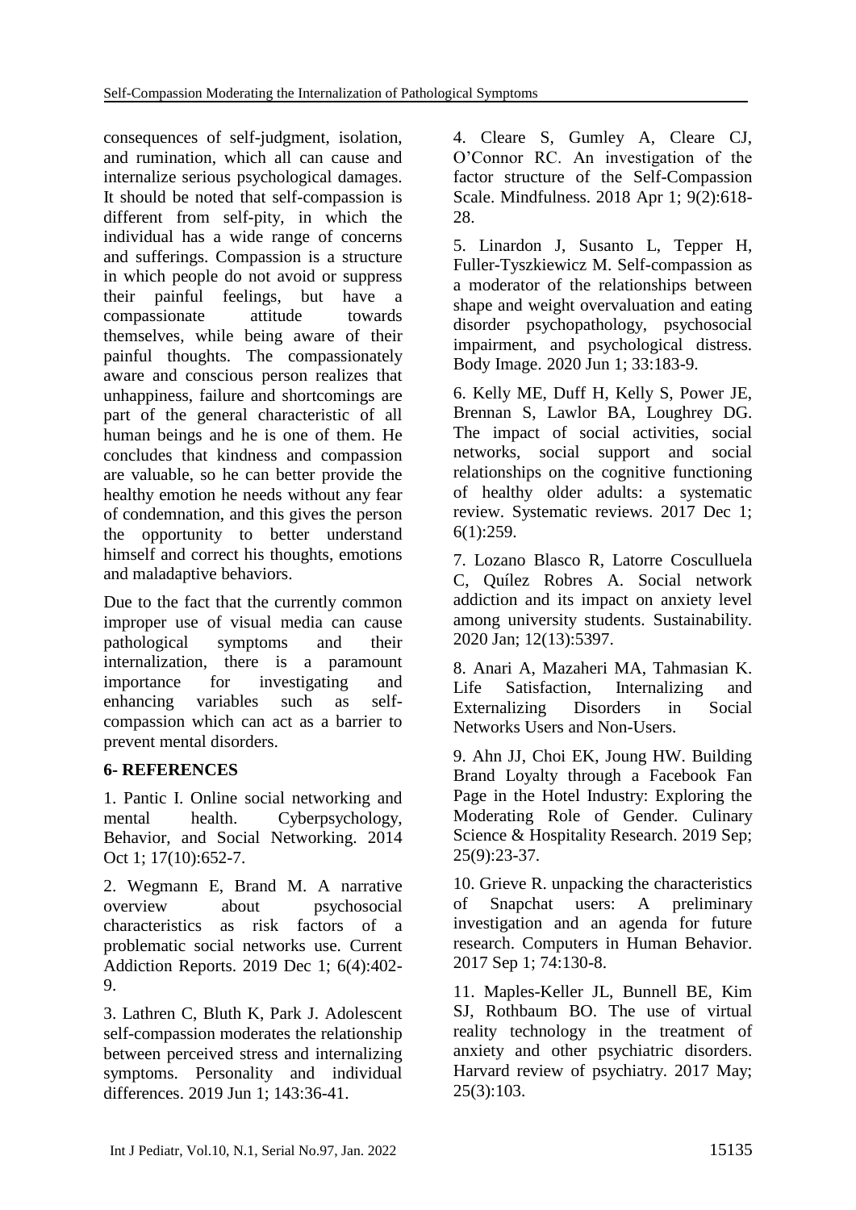consequences of self-judgment, isolation, and rumination, which all can cause and internalize serious psychological damages. It should be noted that self-compassion is different from self-pity, in which the individual has a wide range of concerns and sufferings. Compassion is a structure in which people do not avoid or suppress their painful feelings, but have a compassionate attitude towards themselves, while being aware of their painful thoughts. The compassionately aware and conscious person realizes that unhappiness, failure and shortcomings are part of the general characteristic of all human beings and he is one of them. He concludes that kindness and compassion are valuable, so he can better provide the healthy emotion he needs without any fear of condemnation, and this gives the person the opportunity to better understand himself and correct his thoughts, emotions and maladaptive behaviors.

Due to the fact that the currently common improper use of visual media can cause pathological symptoms and their internalization, there is a paramount importance for investigating and enhancing variables such as self-compassion which can act as a barrier to prevent mental disorders.

## 6- REFERENCES

1. Pantic I. Online social networking and mental health. Cyberpsychology, Behavior, and Social Networking. 2014 Oct 1; 17(10):652-7.

2. Wegmann E, Brand M. A narrative overview about psychosocial characteristics as risk factors of a problematic social networks use. Current Addiction Reports. 2019 Dec 1; 6(4):402-9.

3. Lathren C, Bluth K, Park J. Adolescent self-compassion moderates the relationship between perceived stress and internalizing symptoms. Personality and individual differences. 2019 Jun 1; 143:36-41.

4. Cleare S, Gumley A, Cleare CJ, O'Connor RC. An investigation of the factor structure of the Self-Compassion Scale. Mindfulness. 2018 Apr 1; 9(2):618-28.

5. Linardon J, Susanto L, Tepper H, Fuller-Tyszkiewicz M. Self-compassion as a moderator of the relationships between shape and weight overvaluation and eating disorder psychopathology, psychosocial impairment, and psychological distress. Body Image. 2020 Jun 1; 33:183-9.

6. Kelly ME, Duff H, Kelly S, Power JE, Brennan S, Lawlor BA, Loughrey DG. The impact of social activities, social networks, social support and social relationships on the cognitive functioning of healthy older adults: a systematic review. Systematic reviews. 2017 Dec 1; 6(1):259.

7. Lozano Blasco R, Latorre Cosculluela C, Quílez Robres A. Social network addiction and its impact on anxiety level among university students. Sustainability. 2020 Jan; 12(13):5397.

8. Anari A, Mazaheri MA, Tahmasian K. Life Satisfaction, Internalizing and Externalizing Disorders in Social Networks Users and Non-Users.

9. Ahn JJ, Choi EK, Joung HW. Building Brand Loyalty through a Facebook Fan Page in the Hotel Industry: Exploring the Moderating Role of Gender. Culinary Science & Hospitality Research. 2019 Sep; 25(9):23-37.

10. Grieve R. unpacking the characteristics of Snapchat users: A preliminary investigation and an agenda for future research. Computers in Human Behavior. 2017 Sep 1; 74:130-8.

11. Maples-Keller JL, Bunnell BE, Kim SJ, Rothbaum BO. The use of virtual reality technology in the treatment of anxiety and other psychiatric disorders. Harvard review of psychiatry. 2017 May; 25(3):103.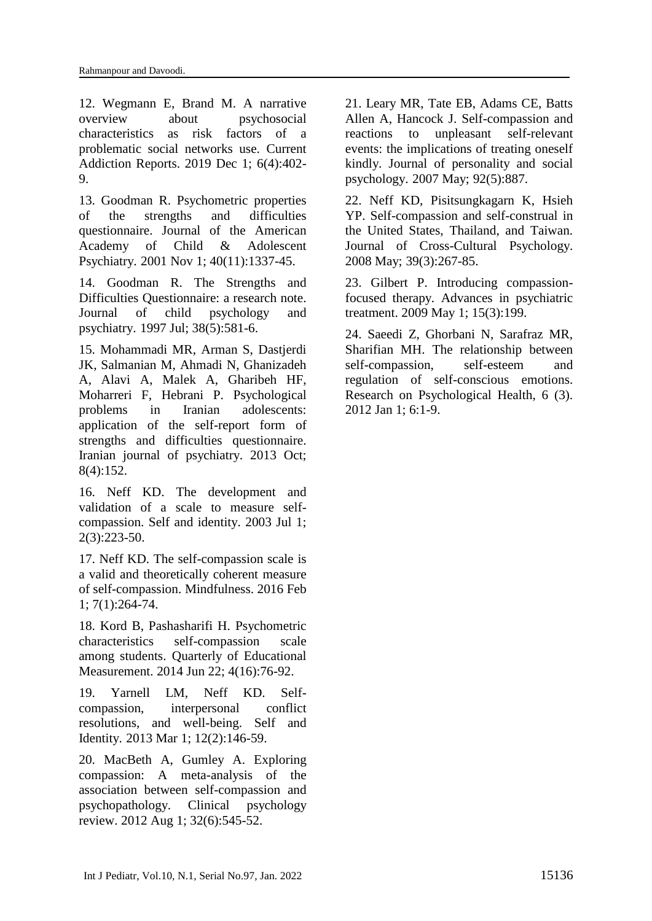12. Wegmann E, Brand M. A narrative overview about psychosocial characteristics as risk factors of a problematic social networks use. Current Addiction Reports. 2019 Dec 1; 6(4):402-9.

13. Goodman R. Psychometric properties of the strengths and difficulties questionnaire. Journal of the American Academy of Child & Adolescent Psychiatry. 2001 Nov 1; 40(11):1337-45.

14. Goodman R. The Strengths and Difficulties Questionnaire: a research note. Journal of child psychology and psychiatry. 1997 Jul; 38(5):581-6.

15. Mohammadi MR, Arman S, Dastjerdi JK, Salmanian M, Ahmadi N, Ghanizadeh A, Alavi A, Malek A, Gharibeh HF, Moharreri F, Hebrani P. Psychological problems in Iranian adolescents: application of the self-report form of strengths and difficulties questionnaire. Iranian journal of psychiatry. 2013 Oct; 8(4):152.

16. Neff KD. The development and validation of a scale to measure self-compassion. Self and identity. 2003 Jul 1; 2(3):223-50.

17. Neff KD. The self-compassion scale is a valid and theoretically coherent measure of self-compassion. Mindfulness. 2016 Feb 1; 7(1):264-74.

18. Kord B, Pashasharifi H. Psychometric characteristics self-compassion scale among students. Quarterly of Educational Measurement. 2014 Jun 22; 4(16):76-92.

19. Yarnell LM, Neff KD. Self-compassion, interpersonal conflict resolutions, and well-being. Self and Identity. 2013 Mar 1; 12(2):146-59.

20. MacBeth A, Gumley A. Exploring compassion: A meta-analysis of the association between self-compassion and psychopathology. Clinical psychology review. 2012 Aug 1; 32(6):545-52.

21. Leary MR, Tate EB, Adams CE, Batts Allen A, Hancock J. Self-compassion and reactions to unpleasant self-relevant events: the implications of treating oneself kindly. Journal of personality and social psychology. 2007 May; 92(5):887.

22. Neff KD, Pisitsungkagarn K, Hsieh YP. Self-compassion and self-construal in the United States, Thailand, and Taiwan. Journal of Cross-Cultural Psychology. 2008 May; 39(3):267-85.

23. Gilbert P. Introducing compassion-focused therapy. Advances in psychiatric treatment. 2009 May 1; 15(3):199.

24. Saeedi Z, Ghorbani N, Sarafraz MR, Sharifian MH. The relationship between self-compassion, self-esteem and regulation of self-conscious emotions. Research on Psychological Health, 6 (3). 2012 Jan 1; 6:1-9.